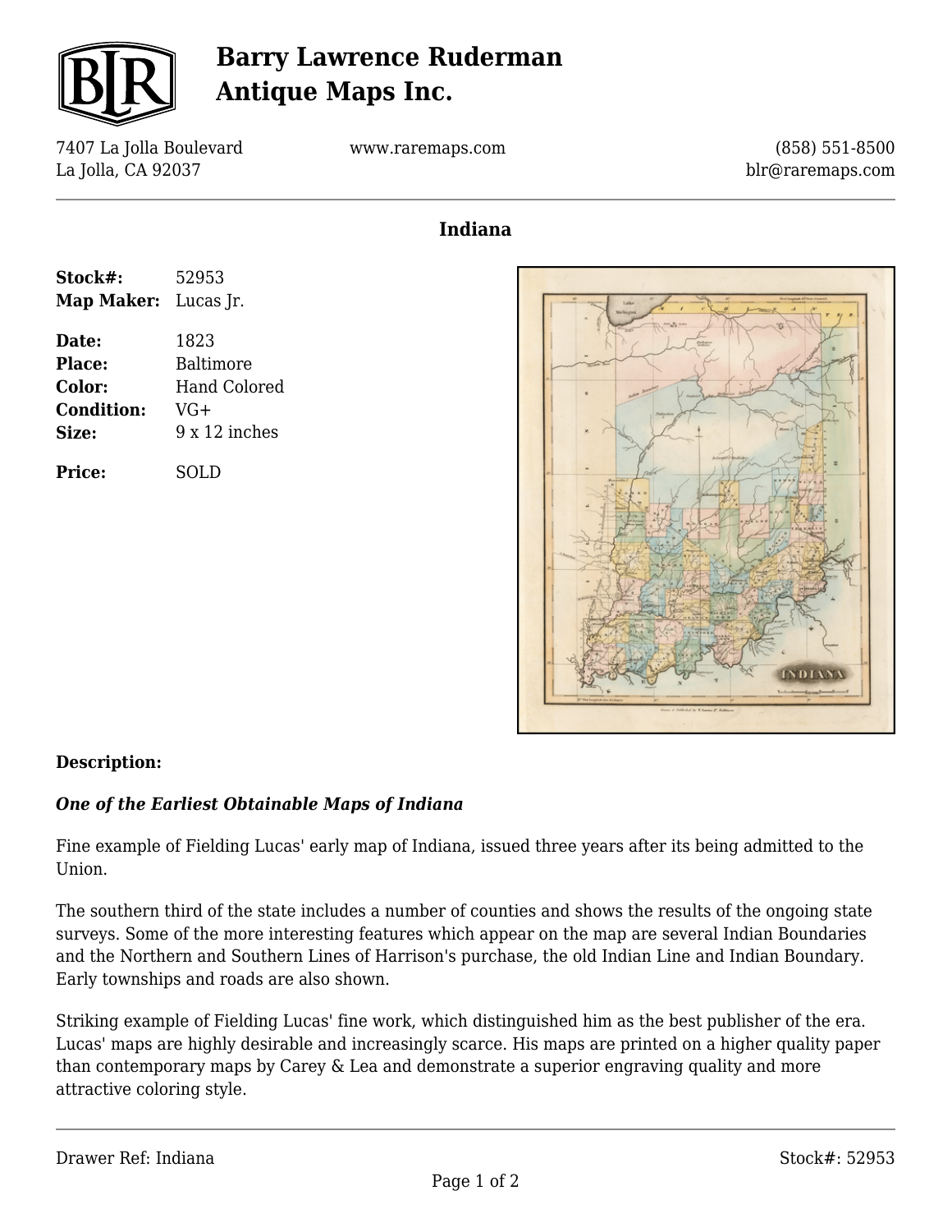# Barry Lawrence Ruderman Antique Maps Inc.

7407 La Jolla Boulevard
La Jolla, CA 92037

www.raremaps.com

(858) 551-8500
blr@raremaps.com

## Indiana

**Stock#:** 52953
**Map Maker:** Lucas Jr.

**Date:** 1823
**Place:** Baltimore
**Color:** Hand Colored
**Condition:** VG+
**Size:** 9 x 12 inches

**Price:** SOLD

**Description:**

***One of the Earliest Obtainable Maps of Indiana***

Fine example of Fielding Lucas' early map of Indiana, issued three years after its being admitted to the Union.

The southern third of the state includes a number of counties and shows the results of the ongoing state surveys. Some of the more interesting features which appear on the map are several Indian Boundaries and the Northern and Southern Lines of Harrison's purchase, the old Indian Line and Indian Boundary. Early townships and roads are also shown.

Striking example of Fielding Lucas' fine work, which distinguished him as the best publisher of the era. Lucas' maps are highly desirable and increasingly scarce. His maps are printed on a higher quality paper than contemporary maps by Carey & Lea and demonstrate a superior engraving quality and more attractive coloring style.

Drawer Ref: Indiana

Stock#: 52953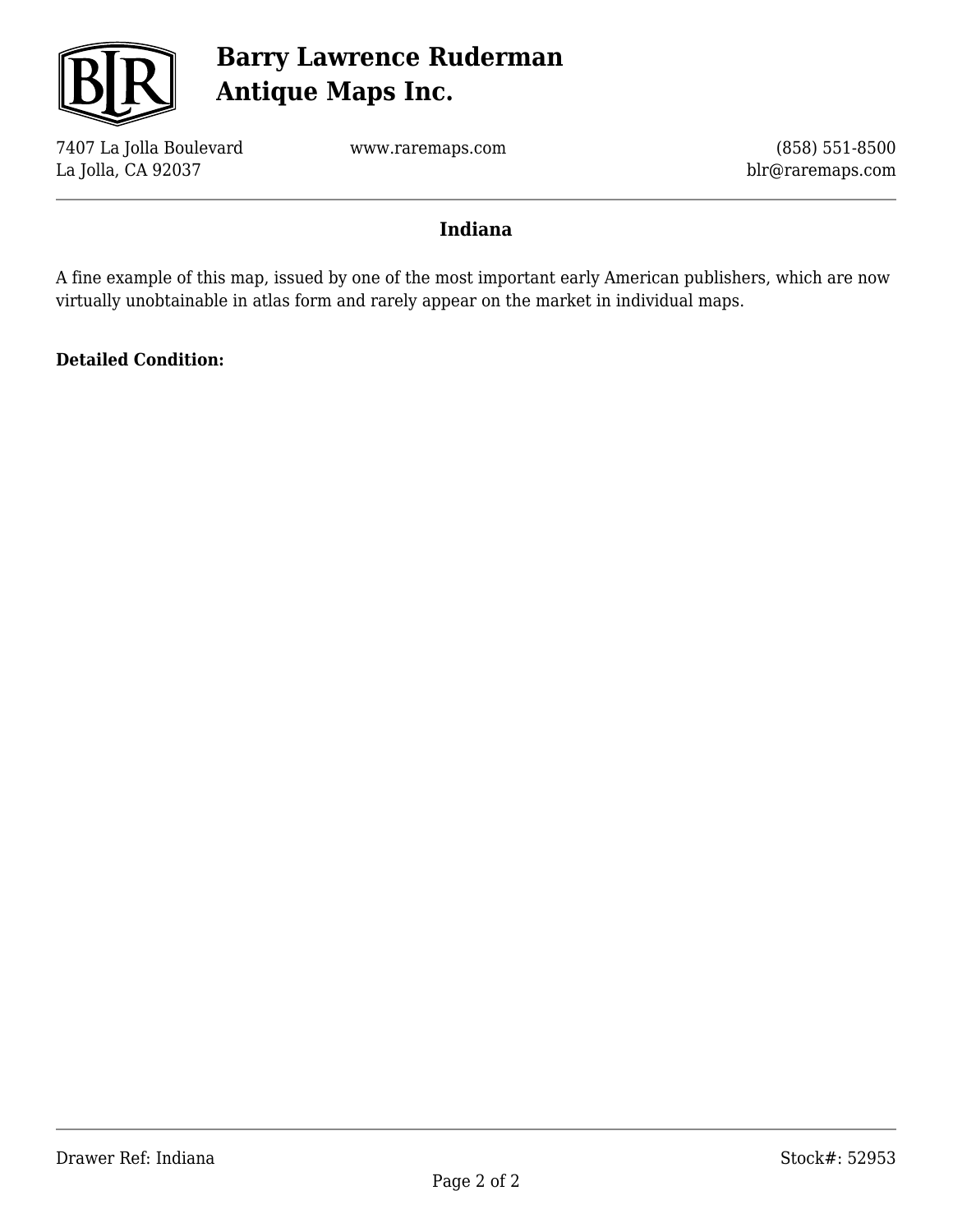## Indiana

A fine example of this map, issued by one of the most important early American publishers, which are now virtually unobtainable in atlas form and rarely appear on the market in individual maps.

**Detailed Condition:**